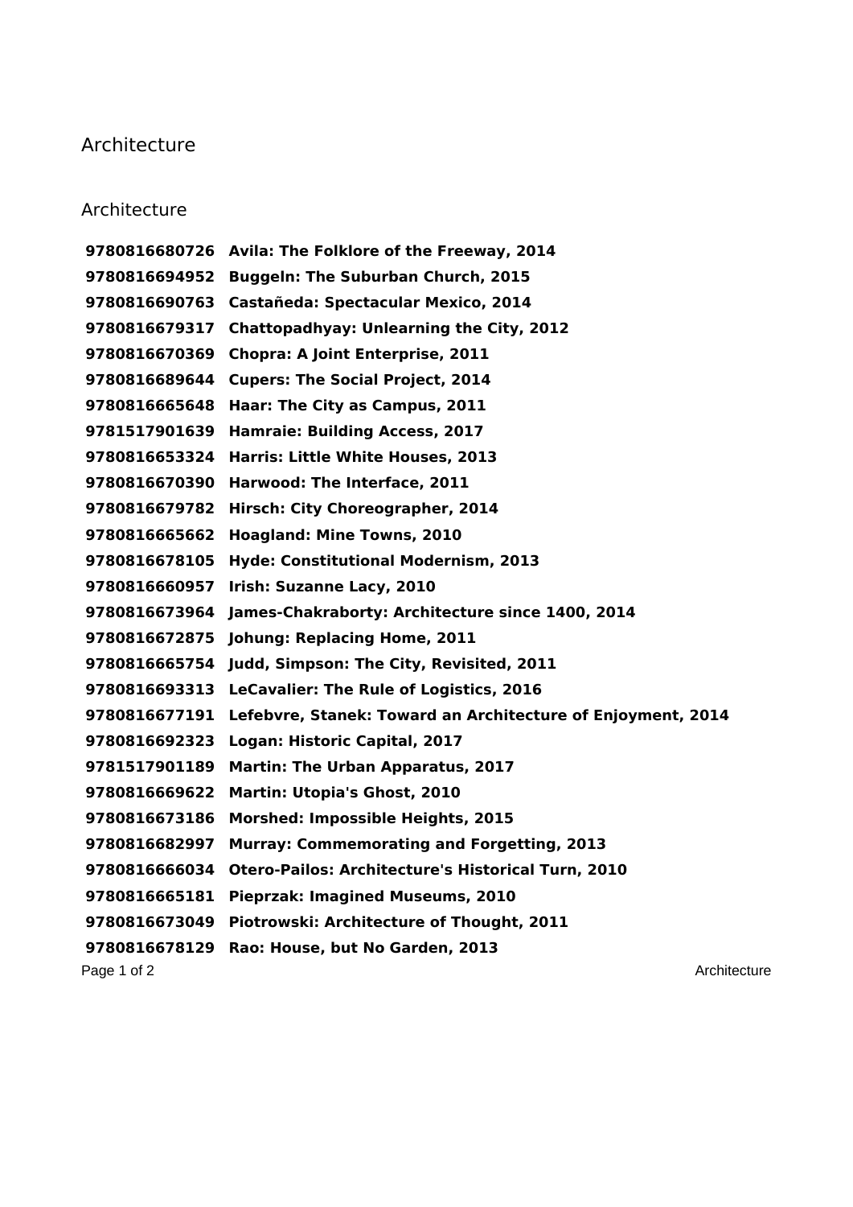# Architecture

## Architecture

**9780816680726 Avila: The Folklore of the Freeway, 2014**
**9780816694952 Buggeln: The Suburban Church, 2015**
**9780816690763 Castañeda: Spectacular Mexico, 2014**
**9780816679317 Chattopadhyay: Unlearning the City, 2012**
**9780816670369 Chopra: A Joint Enterprise, 2011**
**9780816689644 Cupers: The Social Project, 2014**
**9780816665648 Haar: The City as Campus, 2011**
**9781517901639 Hamraie: Building Access, 2017**
**9780816653324 Harris: Little White Houses, 2013**
**9780816670390 Harwood: The Interface, 2011**
**9780816679782 Hirsch: City Choreographer, 2014**
**9780816665662 Hoagland: Mine Towns, 2010**
**9780816678105 Hyde: Constitutional Modernism, 2013**
**9780816660957 Irish: Suzanne Lacy, 2010**
**9780816673964 James-Chakraborty: Architecture since 1400, 2014**
**9780816672875 Johung: Replacing Home, 2011**
**9780816665754 Judd, Simpson: The City, Revisited, 2011**
**9780816693313 LeCavalier: The Rule of Logistics, 2016**
**9780816677191 Lefebvre, Stanek: Toward an Architecture of Enjoyment, 2014**
**9780816692323 Logan: Historic Capital, 2017**
**9781517901189 Martin: The Urban Apparatus, 2017**
**9780816669622 Martin: Utopia's Ghost, 2010**
**9780816673186 Morshed: Impossible Heights, 2015**
**9780816682997 Murray: Commemorating and Forgetting, 2013**
**9780816666034 Otero-Pailos: Architecture's Historical Turn, 2010**
**9780816665181 Pieprzak: Imagined Museums, 2010**
**9780816673049 Piotrowski: Architecture of Thought, 2011**
**9780816678129 Rao: House, but No Garden, 2013**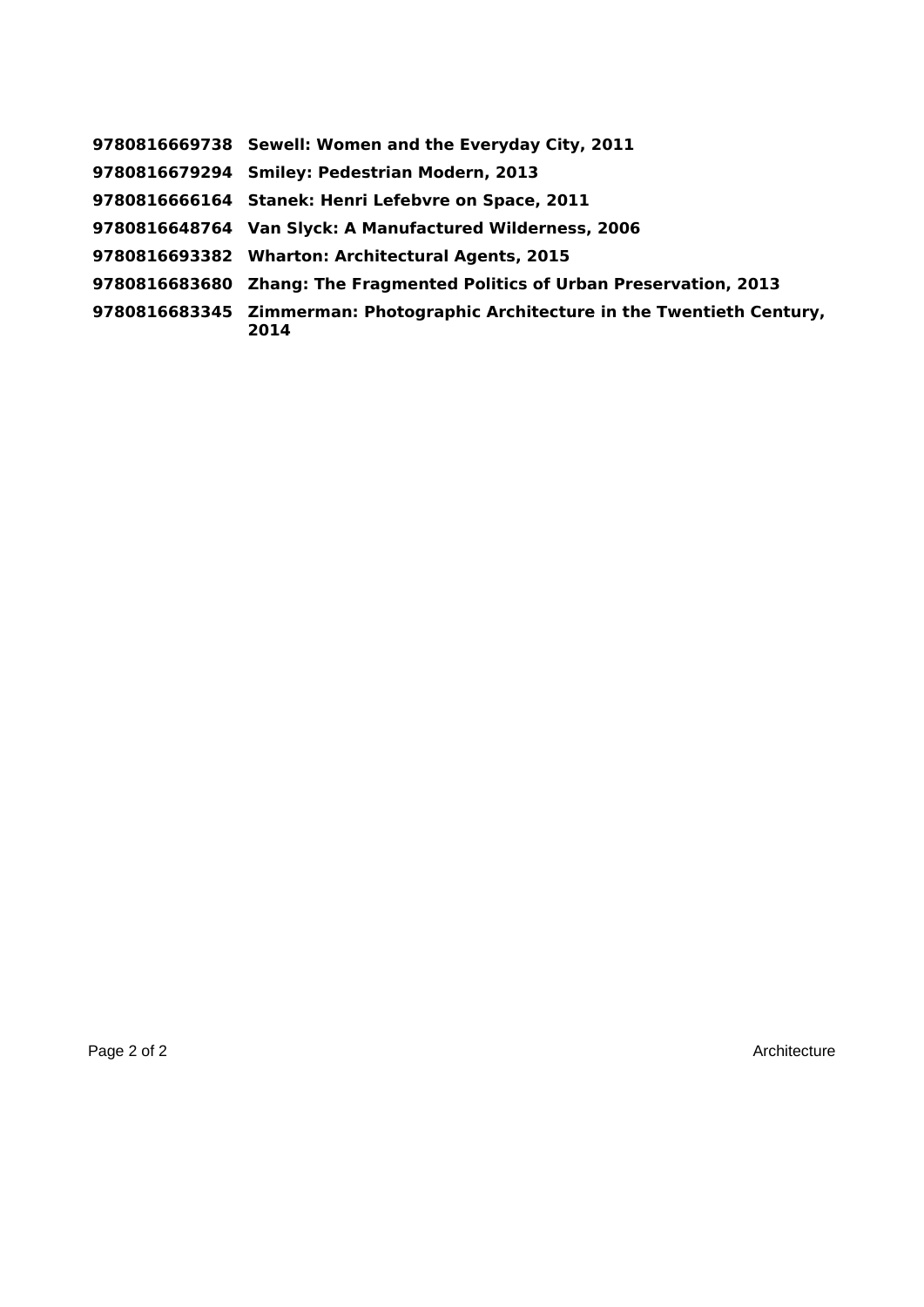| | |
|---|---|
| **9780816669738** | **Sewell: Women and the Everyday City, 2011** |
| **9780816679294** | **Smiley: Pedestrian Modern, 2013** |
| **9780816666164** | **Stanek: Henri Lefebvre on Space, 2011** |
| **9780816648764** | **Van Slyck: A Manufactured Wilderness, 2006** |
| **9780816693382** | **Wharton: Architectural Agents, 2015** |
| **9780816683680** | **Zhang: The Fragmented Politics of Urban Preservation, 2013** |
| **9780816683345** | **Zimmerman: Photographic Architecture in the Twentieth Century, 2014** |